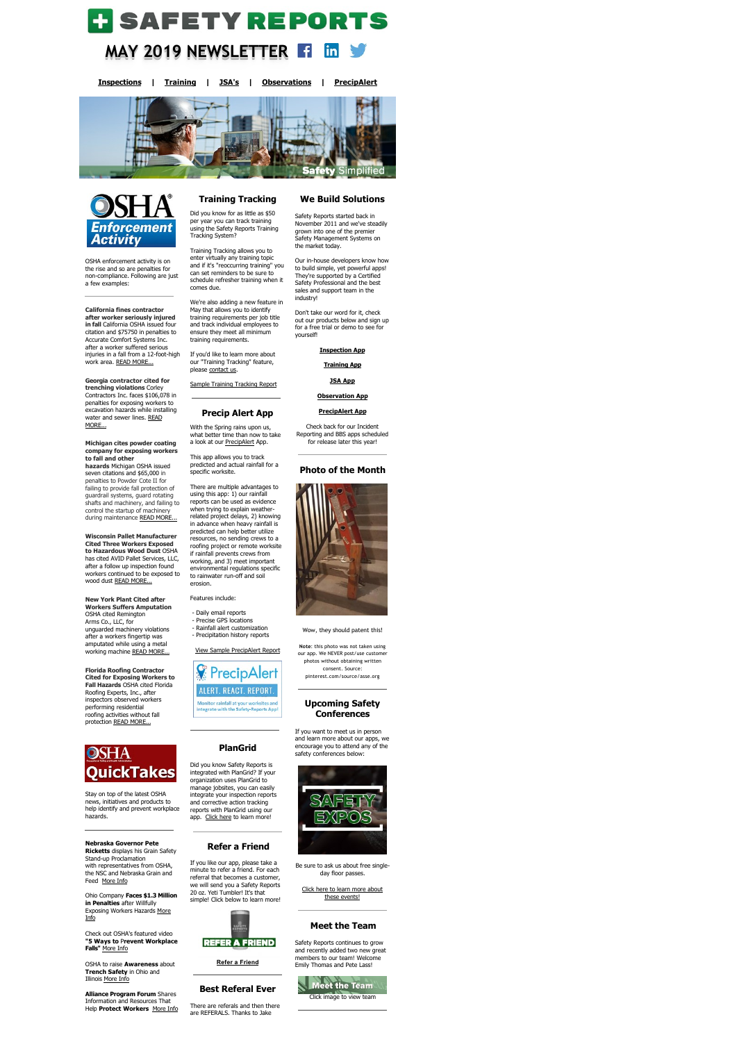# SAFETY REPORTS

## MAY 2019 NEWSLETTER

**Inspections** | **Training** | **JSA's** | **Observations** | **PrecipAlert**

Safety Simplified

## OSHA Enforcement Activity

OSHA enforcement activity is on the rise and so are penalties for non-compliance. Following are just a few examples:

**California fines contractor after worker seriously injured in fall** California OSHA issued four citation and $75750 in penalties to Accurate Comfort Systems Inc. after a worker suffered serious injuries in a fall from a 12-foot-high work area. READ MORE...

**Georgia contractor cited for trenching violations** Corley Contractors Inc. faces $106,078 in penalties for exposing workers to excavation hazards while installing water and sewer lines. READ MORE...

**Michigan cites powder coating company for exposing workers to fall and other hazards** Michigan OSHA issued seven citations and $65,000 in penalties to Powder Cote II for failing to provide fall protection of guardrail systems, guard rotating shafts and machinery, and failing to control the startup of machinery during maintenance READ MORE...

**Wisconsin Pallet Manufacturer Cited Three Workers Exposed to Hazardous Wood Dust** OSHA has cited AVID Pallet Services, LLC, after a follow up inspection found workers continued to be exposed to wood dust READ MORE...

**New York Plant Cited after Workers Suffers Amputation** OSHA cited Remington Arms Co., LLC, for unguarded machinery violations after a workers fingertip was amputated while using a metal working machine READ MORE...

**Florida Roofing Contractor Cited for Exposing Workers to Fall Hazards** OSHA cited Florida Roofing Experts, Inc., after inspectors observed workers performing residential roofing activities without fall protection READ MORE...

## OSHA QuickTakes

Stay on top of the latest OSHA news, initiatives and products to help identify and prevent workplace hazards.

**Nebraska Governor Pete Ricketts** displays his Grain Safety Stand-up Proclamation with representatives from OSHA, the NSC and Nebraska Grain and Feed More Info

Ohio Company **Faces $1.3 Million in Penalties** after Willfully Exposing Workers Hazards More Info

Check out OSHA's featured video **"5 Ways to Prevent Workplace Falls"** More Info

OSHA to raise **Awareness** about **Trench Safety** in Ohio and Illinois More Info

**Alliance Program Forum** Shares Information and Resources That Help **Protect Workers** More Info

## Training Tracking

Did you know for as little as $50 per year you can track training using the Safety Reports Training Tracking System?

Training Tracking allows you to enter virtually any training topic and if it's "reoccurring training" you can set reminders to be sure to schedule refresher training when it comes due.

We're also adding a new feature in May that allows you to identify training requirements per job title and track individual employees to ensure they meet all minimum training requirements.

If you'd like to learn more about our "Training Tracking" feature, please contact us.

Sample Training Tracking Report

## Precip Alert App

With the Spring rains upon us, what better time than now to take a look at our PrecipAlert App.

This app allows you to track predicted and actual rainfall for a specific worksite.

There are multiple advantages to using this app: 1) our rainfall reports can be used as evidence when trying to explain weather-related project delays, 2) knowing in advance when heavy rainfall is predicted can help better utilize resources, no sending crews to a roofing project or remote worksite if rainfall prevents crews from working, and 3) meet important environmental regulations specific to rainwater run-off and soil erosion.

Features include:

- Daily email reports
- Precise GPS locations
- Rainfall alert customization
- Precipitation history reports

View Sample PrecipAlert Report

PrecipAlert
ALERT. REACT. REPORT.
Monitor rainfall at your worksites and integrate with the Safety-Reports App!

## PlanGrid

Did you know Safety Reports is integrated with PlanGrid? If your organization uses PlanGrid to manage jobsites, you can easily integrate your inspection reports and corrective action tracking reports with PlanGrid using our app. Click here to learn more!

## Refer a Friend

If you like our app, please take a minute to refer a friend. For each referral that becomes a customer, we will send you a Safety Reports 20 oz. Yeti Tumbler! It's that simple! Click below to learn more!

REFER A FRIEND

Refer a Friend

## Best Referal Ever

There are referals and then there are REFERALS. Thanks to Jake

## We Build Solutions

Safety Reports started back in November 2011 and we've steadily grown into one of the premier Safety Management Systems on the market today.

Our in-house developers know how to build simple, yet powerful apps! They're supported by a Certified Safety Professional and the best sales and support team in the industry!

Don't take our word for it, check out our products below and sign up for a free trial or demo to see for yourself!

**Inspection App**

**Training App**

**JSA App**

**Observation App**

**PrecipAlert App**

Check back for our Incident Reporting and BBS apps scheduled for release later this year!

## Photo of the Month

Wow, they should patent this!

**Note**: this photo was not taken using our app. We NEVER post/use customer photos without obtaining written consent. Source: pinterest.com/source/asse.org

## Upcoming Safety Conferences

If you want to meet us in person and learn more about our apps, we encourage you to attend any of the safety conferences below:

SAFETY EXPOS

Be sure to ask us about free single-day floor passes.

Click here to learn more about these events!

## Meet the Team

Safety Reports continues to grow and recently added two new great members to our team! Welcome Emily Thomas and Pete Lass!

Meet the Team

Click image to view team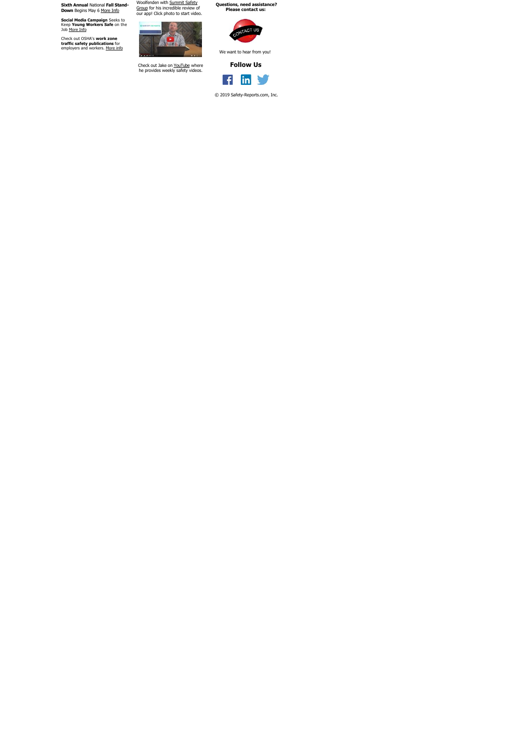**Sixth Annual** National **Fall Stand-Down** Begins May 6 More Info

**Social Media Campaign** Seeks to Keep **Young Workers Safe** on the Job More Info

Check out OSHA's **work zone traffic safety publications** for employers and workers. More info

Woolfenden with Summit Safety Group for his incredible review of our app! Click photo to start video.

Check out Jake on YouTube where he provides weekly safety videos.

**Questions, need assistance? Please contact us:**

We want to hear from you!

### Follow Us

© 2019 Safety-Reports.com, Inc.